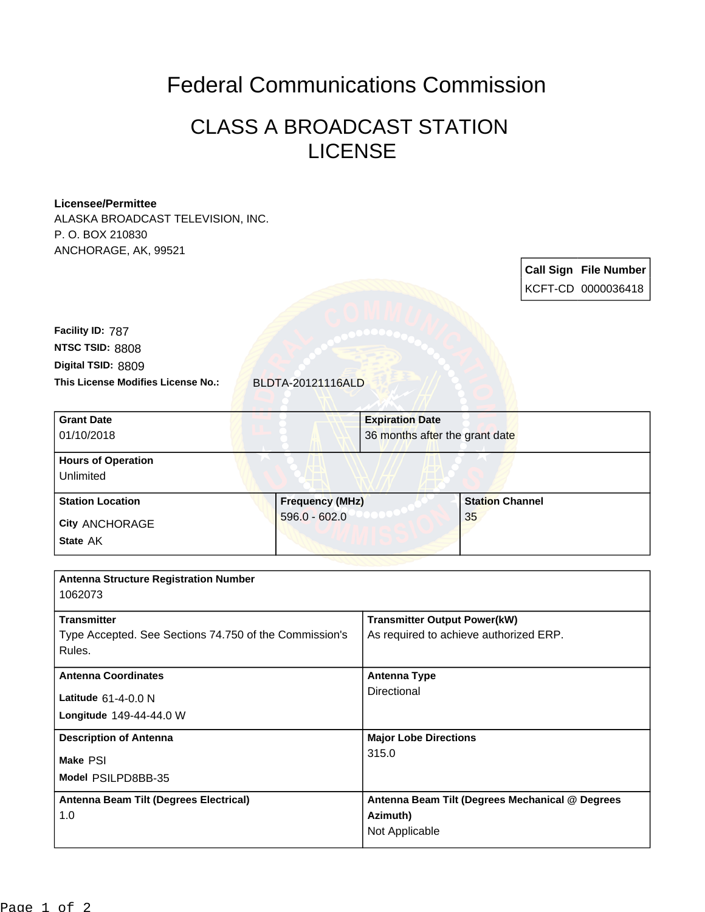# Federal Communications Commission

## CLASS A BROADCAST STATION LICENSE

**Licensee/Permittee**
ALASKA BROADCAST TELEVISION, INC.
P. O. BOX 210830
ANCHORAGE, AK, 99521

| Call Sign | File Number |
| --- | --- |
| KCFT-CD | 0000036418 |

**Facility ID:** 787
**NTSC TSID:** 8808
**Digital TSID:** 8809
**This License Modifies License No.:** BLDTA-20121116ALD

| Grant Date | Expiration Date |
| --- | --- |
| 01/10/2018 | 36 months after the grant date |

| Hours of Operation |
| --- |
| Unlimited |

| Station Location | Frequency (MHz) | Station Channel |
| --- | --- | --- |
| City ANCHORAGE<br>State AK | 596.0 - 602.0 | 35 |

| Antenna Structure Registration Number | |
| --- | --- |
| 1062073 | |
| **Transmitter** | **Transmitter Output Power(kW)** |
| Type Accepted. See Sections 74.750 of the Commission's Rules. | As required to achieve authorized ERP. |
| **Antenna Coordinates** | **Antenna Type** |
| Latitude 61-4-0.0 N<br>Longitude 149-44-44.0 W | Directional |
| **Description of Antenna** | **Major Lobe Directions** |
| Make PSI<br>Model PSILPD8BB-35 | 315.0 |
| **Antenna Beam Tilt (Degrees Electrical)** | **Antenna Beam Tilt (Degrees Mechanical @ Degrees Azimuth)** |
| 1.0 | Not Applicable |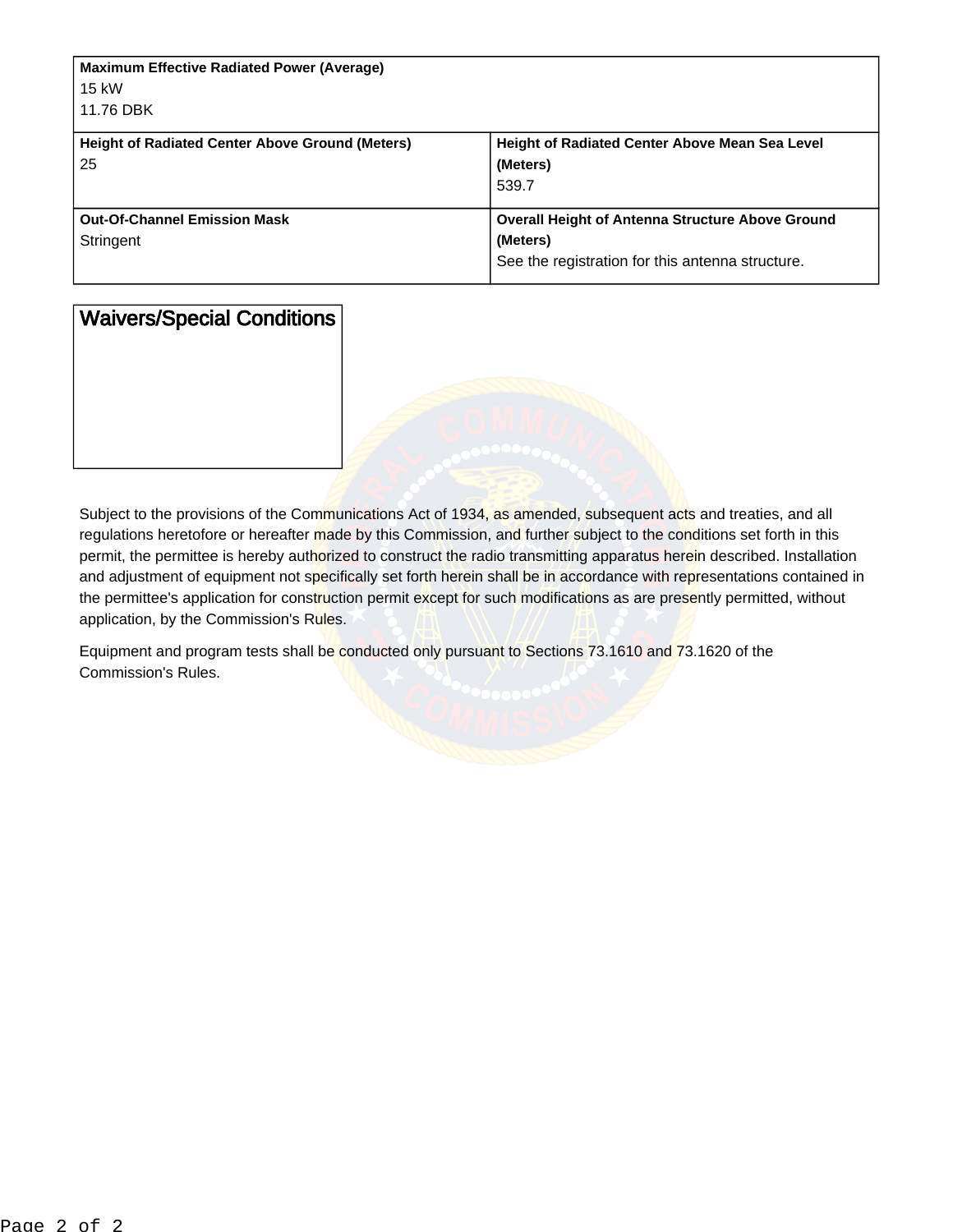| | |
|---|---|
| **Maximum Effective Radiated Power (Average)**<br>15 kW<br>11.76 DBK | |
| **Height of Radiated Center Above Ground (Meters)**<br>25 | **Height of Radiated Center Above Mean Sea Level (Meters)**<br>539.7 |
| **Out-Of-Channel Emission Mask**<br>Stringent | **Overall Height of Antenna Structure Above Ground (Meters)**<br>See the registration for this antenna structure. |

## Waivers/Special Conditions

Subject to the provisions of the Communications Act of 1934, as amended, subsequent acts and treaties, and all regulations heretofore or hereafter made by this Commission, and further subject to the conditions set forth in this permit, the permittee is hereby authorized to construct the radio transmitting apparatus herein described. Installation and adjustment of equipment not specifically set forth herein shall be in accordance with representations contained in the permittee's application for construction permit except for such modifications as are presently permitted, without application, by the Commission's Rules.

Equipment and program tests shall be conducted only pursuant to Sections 73.1610 and 73.1620 of the Commission's Rules.